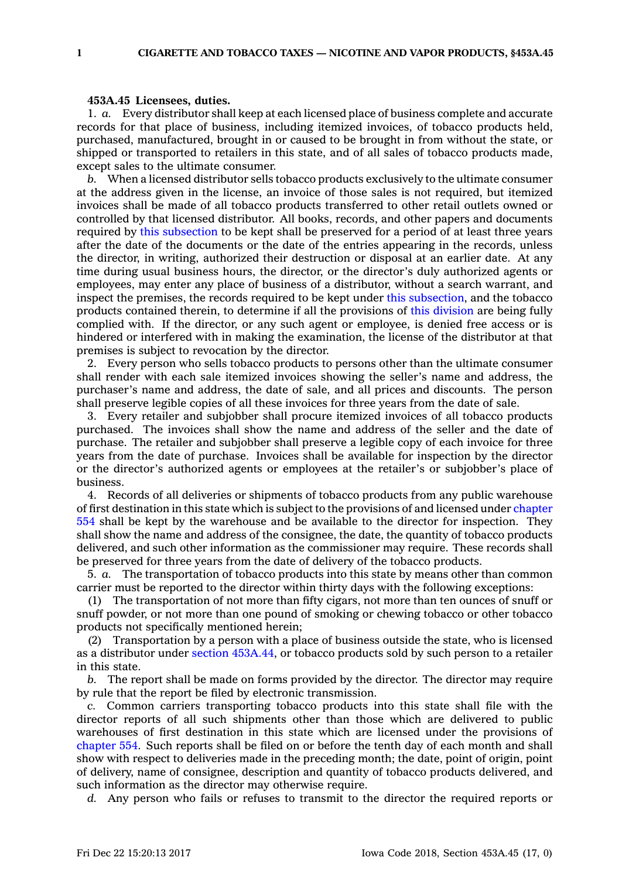**453A.45 Licensees, duties.**

1. *a.* Every distributor shall keep at each licensed place of business complete and accurate records for that place of business, including itemized invoices, of tobacco products held, purchased, manufactured, brought in or caused to be brought in from without the state, or shipped or transported to retailers in this state, and of all sales of tobacco products made, except sales to the ultimate consumer.

*b.* When a licensed distributor sells tobacco products exclusively to the ultimate consumer at the address given in the license, an invoice of those sales is not required, but itemized invoices shall be made of all tobacco products transferred to other retail outlets owned or controlled by that licensed distributor. All books, records, and other papers and documents required by this subsection to be kept shall be preserved for a period of at least three years after the date of the documents or the date of the entries appearing in the records, unless the director, in writing, authorized their destruction or disposal at an earlier date. At any time during usual business hours, the director, or the director's duly authorized agents or employees, may enter any place of business of a distributor, without a search warrant, and inspect the premises, the records required to be kept under this subsection, and the tobacco products contained therein, to determine if all the provisions of this division are being fully complied with. If the director, or any such agent or employee, is denied free access or is hindered or interfered with in making the examination, the license of the distributor at that premises is subject to revocation by the director.

2. Every person who sells tobacco products to persons other than the ultimate consumer shall render with each sale itemized invoices showing the seller's name and address, the purchaser's name and address, the date of sale, and all prices and discounts. The person shall preserve legible copies of all these invoices for three years from the date of sale.

3. Every retailer and subjobber shall procure itemized invoices of all tobacco products purchased. The invoices shall show the name and address of the seller and the date of purchase. The retailer and subjobber shall preserve a legible copy of each invoice for three years from the date of purchase. Invoices shall be available for inspection by the director or the director's authorized agents or employees at the retailer's or subjobber's place of business.

4. Records of all deliveries or shipments of tobacco products from any public warehouse of first destination in this state which is subject to the provisions of and licensed under chapter 554 shall be kept by the warehouse and be available to the director for inspection. They shall show the name and address of the consignee, the date, the quantity of tobacco products delivered, and such other information as the commissioner may require. These records shall be preserved for three years from the date of delivery of the tobacco products.

5. *a.* The transportation of tobacco products into this state by means other than common carrier must be reported to the director within thirty days with the following exceptions:

(1) The transportation of not more than fifty cigars, not more than ten ounces of snuff or snuff powder, or not more than one pound of smoking or chewing tobacco or other tobacco products not specifically mentioned herein;

(2) Transportation by a person with a place of business outside the state, who is licensed as a distributor under section 453A.44, or tobacco products sold by such person to a retailer in this state.

*b.* The report shall be made on forms provided by the director. The director may require by rule that the report be filed by electronic transmission.

*c.* Common carriers transporting tobacco products into this state shall file with the director reports of all such shipments other than those which are delivered to public warehouses of first destination in this state which are licensed under the provisions of chapter 554. Such reports shall be filed on or before the tenth day of each month and shall show with respect to deliveries made in the preceding month; the date, point of origin, point of delivery, name of consignee, description and quantity of tobacco products delivered, and such information as the director may otherwise require.

*d.* Any person who fails or refuses to transmit to the director the required reports or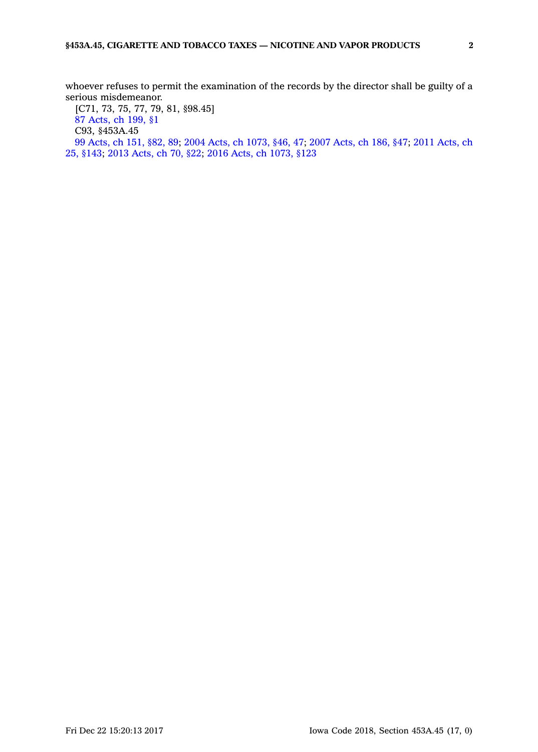whoever refuses to permit the examination of the records by the director shall be guilty of a serious misdemeanor.

[C71, 73, 75, 77, 79, 81, §98.45]

87 Acts, ch 199, §1

C93, §453A.45

99 Acts, ch 151, §82, 89; 2004 Acts, ch 1073, §46, 47; 2007 Acts, ch 186, §47; 2011 Acts, ch 25, §143; 2013 Acts, ch 70, §22; 2016 Acts, ch 1073, §123